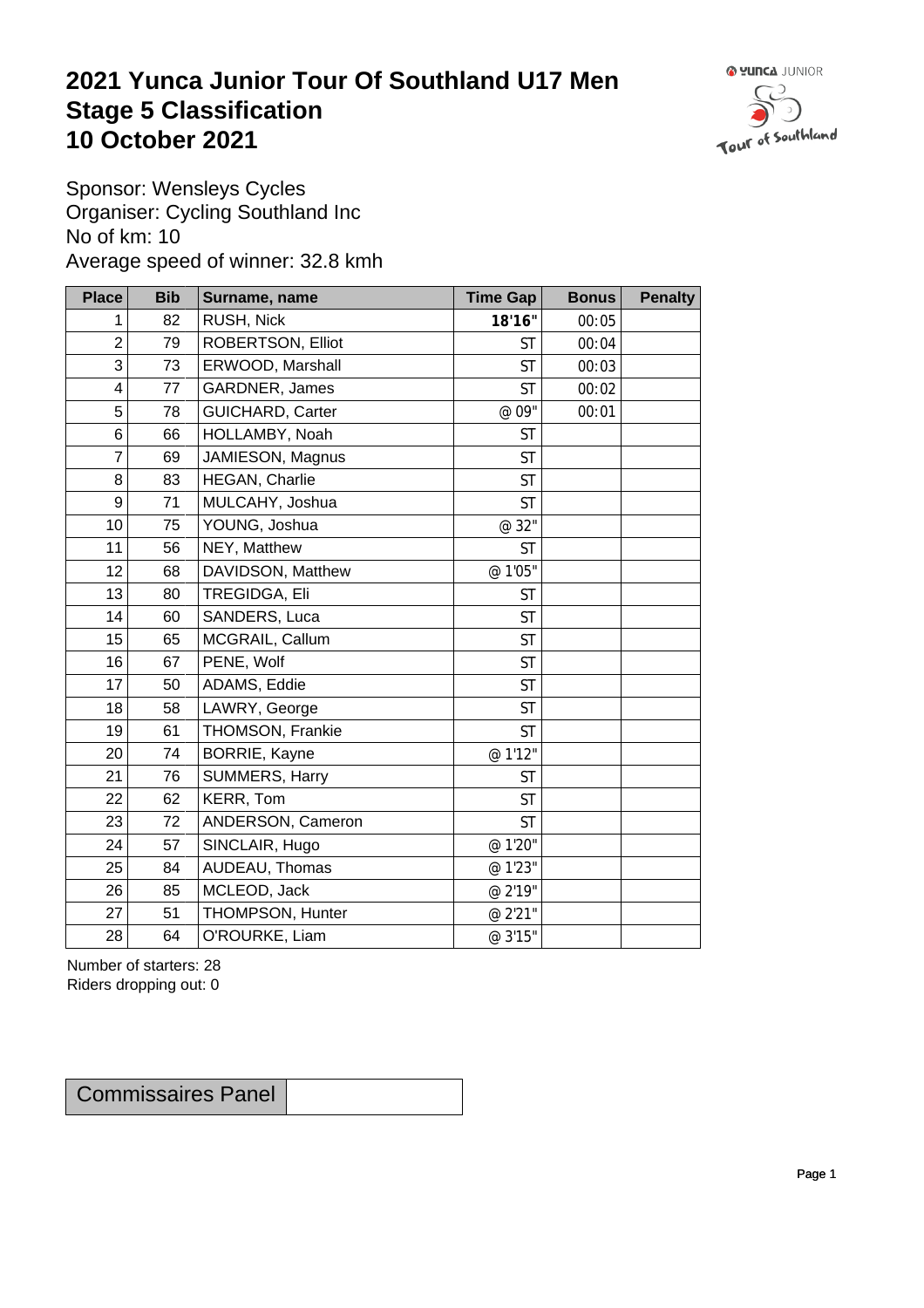# 2021 Yunca Junior Tour Of Southland U17 Men
# Stage 5 Classification
# 10 October 2021

Sponsor: Wensleys Cycles
Organiser: Cycling Southland Inc
No of km: 10
Average speed of winner: 32.8 kmh

| Place | Bib | Surname, name | Time Gap | Bonus | Penalty |
|---|---|---|---|---|---|
| 1 | 82 | RUSH, Nick | **18'16"** | 00:05 | |
| 2 | 79 | ROBERTSON, Elliot | ST | 00:04 | |
| 3 | 73 | ERWOOD, Marshall | ST | 00:03 | |
| 4 | 77 | GARDNER, James | ST | 00:02 | |
| 5 | 78 | GUICHARD, Carter | @ 09" | 00:01 | |
| 6 | 66 | HOLLAMBY, Noah | ST | | |
| 7 | 69 | JAMIESON, Magnus | ST | | |
| 8 | 83 | HEGAN, Charlie | ST | | |
| 9 | 71 | MULCAHY, Joshua | ST | | |
| 10 | 75 | YOUNG, Joshua | @ 32" | | |
| 11 | 56 | NEY, Matthew | ST | | |
| 12 | 68 | DAVIDSON, Matthew | @ 1'05" | | |
| 13 | 80 | TREGIDGA, Eli | ST | | |
| 14 | 60 | SANDERS, Luca | ST | | |
| 15 | 65 | MCGRAIL, Callum | ST | | |
| 16 | 67 | PENE, Wolf | ST | | |
| 17 | 50 | ADAMS, Eddie | ST | | |
| 18 | 58 | LAWRY, George | ST | | |
| 19 | 61 | THOMSON, Frankie | ST | | |
| 20 | 74 | BORRIE, Kayne | @ 1'12" | | |
| 21 | 76 | SUMMERS, Harry | ST | | |
| 22 | 62 | KERR, Tom | ST | | |
| 23 | 72 | ANDERSON, Cameron | ST | | |
| 24 | 57 | SINCLAIR, Hugo | @ 1'20" | | |
| 25 | 84 | AUDEAU, Thomas | @ 1'23" | | |
| 26 | 85 | MCLEOD, Jack | @ 2'19" | | |
| 27 | 51 | THOMPSON, Hunter | @ 2'21" | | |
| 28 | 64 | O'ROURKE, Liam | @ 3'15" | | |

Number of starters: 28
Riders dropping out: 0

| Commissaires Panel | |
|---|---|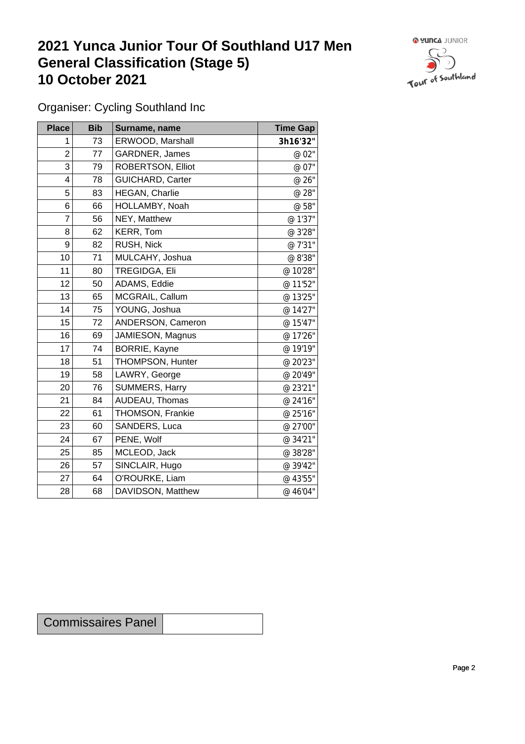# 2021 Yunca Junior Tour Of Southland U17 Men General Classification (Stage 5) 10 October 2021

Organiser: Cycling Southland Inc

| Place | Bib | Surname, name | Time Gap |
|---|---|---|---|
| 1 | 73 | ERWOOD, Marshall | **3h16'32"** |
| 2 | 77 | GARDNER, James | @ 02" |
| 3 | 79 | ROBERTSON, Elliot | @ 07" |
| 4 | 78 | GUICHARD, Carter | @ 26" |
| 5 | 83 | HEGAN, Charlie | @ 28" |
| 6 | 66 | HOLLAMBY, Noah | @ 58" |
| 7 | 56 | NEY, Matthew | @ 1'37" |
| 8 | 62 | KERR, Tom | @ 3'28" |
| 9 | 82 | RUSH, Nick | @ 7'31" |
| 10 | 71 | MULCAHY, Joshua | @ 8'38" |
| 11 | 80 | TREGIDGA, Eli | @ 10'28" |
| 12 | 50 | ADAMS, Eddie | @ 11'52" |
| 13 | 65 | MCGRAIL, Callum | @ 13'25" |
| 14 | 75 | YOUNG, Joshua | @ 14'27" |
| 15 | 72 | ANDERSON, Cameron | @ 15'47" |
| 16 | 69 | JAMIESON, Magnus | @ 17'26" |
| 17 | 74 | BORRIE, Kayne | @ 19'19" |
| 18 | 51 | THOMPSON, Hunter | @ 20'23" |
| 19 | 58 | LAWRY, George | @ 20'49" |
| 20 | 76 | SUMMERS, Harry | @ 23'21" |
| 21 | 84 | AUDEAU, Thomas | @ 24'16" |
| 22 | 61 | THOMSON, Frankie | @ 25'16" |
| 23 | 60 | SANDERS, Luca | @ 27'00" |
| 24 | 67 | PENE, Wolf | @ 34'21" |
| 25 | 85 | MCLEOD, Jack | @ 38'28" |
| 26 | 57 | SINCLAIR, Hugo | @ 39'42" |
| 27 | 64 | O'ROURKE, Liam | @ 43'55" |
| 28 | 68 | DAVIDSON, Matthew | @ 46'04" |

| Commissaires Panel | |
|---|---|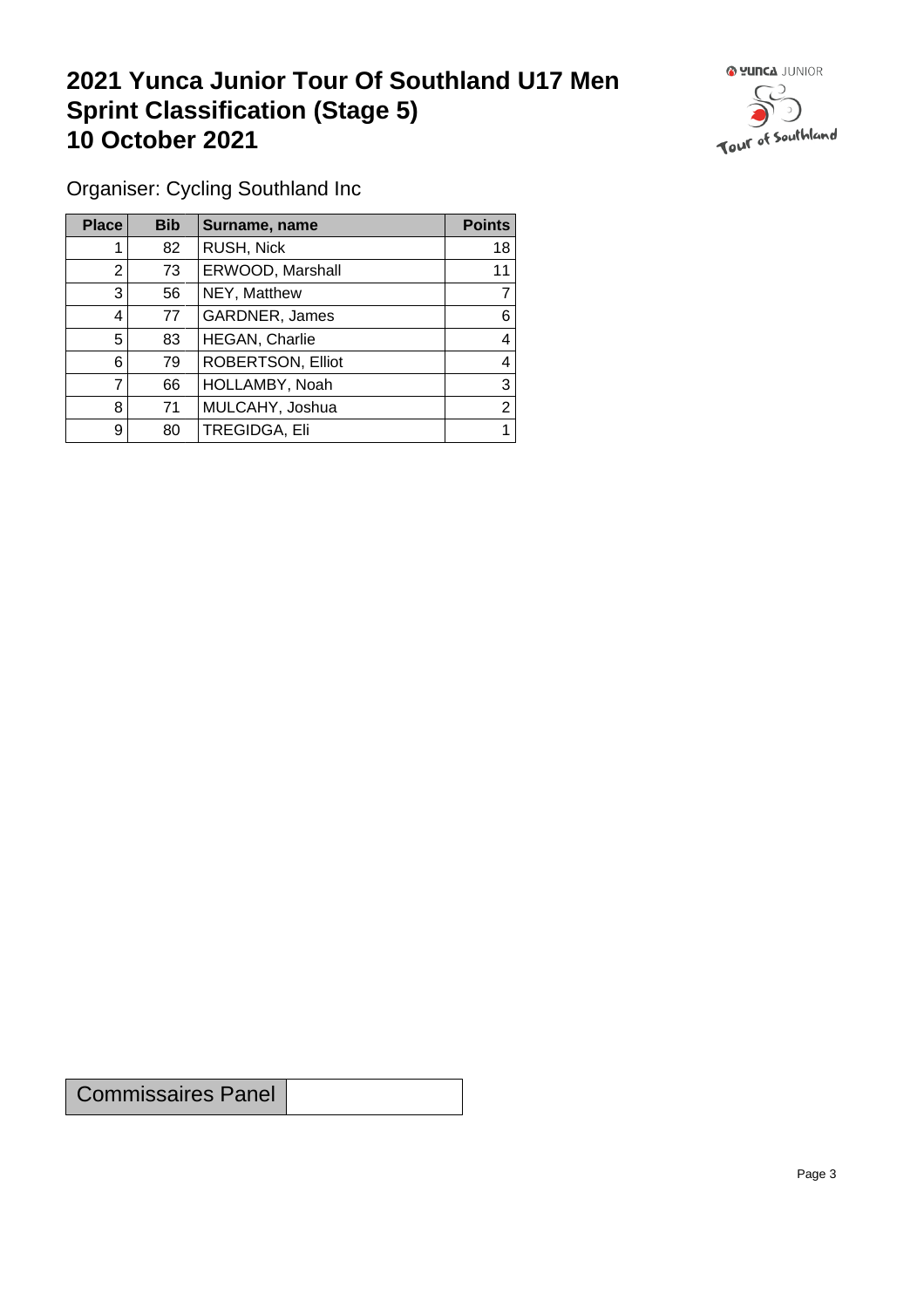# 2021 Yunca Junior Tour Of Southland U17 Men Sprint Classification (Stage 5) 10 October 2021

Organiser: Cycling Southland Inc

| Place | Bib | Surname, name | Points |
|---|---|---|---|
| 1 | 82 | RUSH, Nick | 18 |
| 2 | 73 | ERWOOD, Marshall | 11 |
| 3 | 56 | NEY, Matthew | 7 |
| 4 | 77 | GARDNER, James | 6 |
| 5 | 83 | HEGAN, Charlie | 4 |
| 6 | 79 | ROBERTSON, Elliot | 4 |
| 7 | 66 | HOLLAMBY, Noah | 3 |
| 8 | 71 | MULCAHY, Joshua | 2 |
| 9 | 80 | TREGIDGA, Eli | 1 |

| Commissaires Panel | |
|---|---|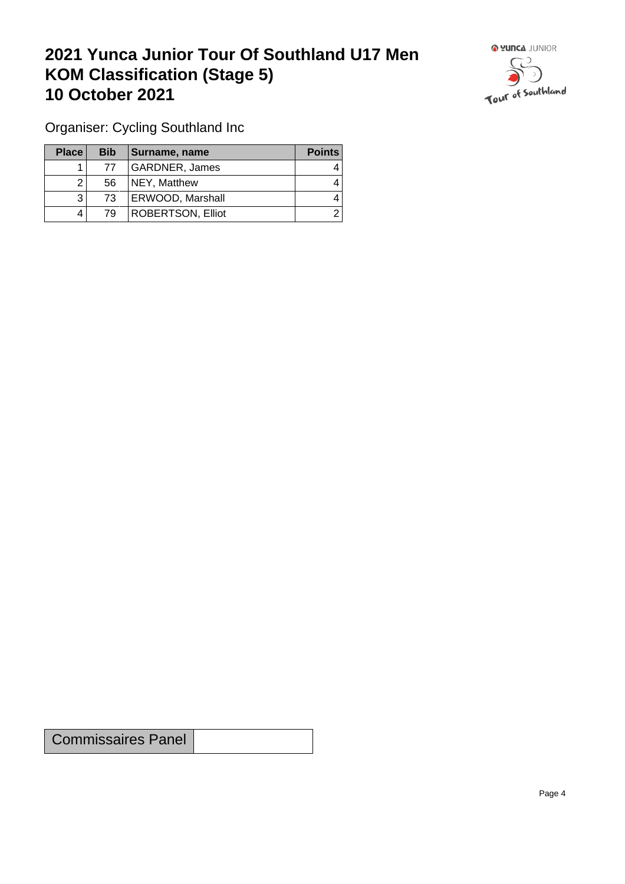# 2021 Yunca Junior Tour Of Southland U17 Men
# KOM Classification (Stage 5)
# 10 October 2021

Organiser: Cycling Southland Inc

| Place | Bib | Surname, name | Points |
| --- | --- | --- | --- |
| 1 | 77 | GARDNER, James | 4 |
| 2 | 56 | NEY, Matthew | 4 |
| 3 | 73 | ERWOOD, Marshall | 4 |
| 4 | 79 | ROBERTSON, Elliot | 2 |

| Commissaires Panel | |
| --- | --- |